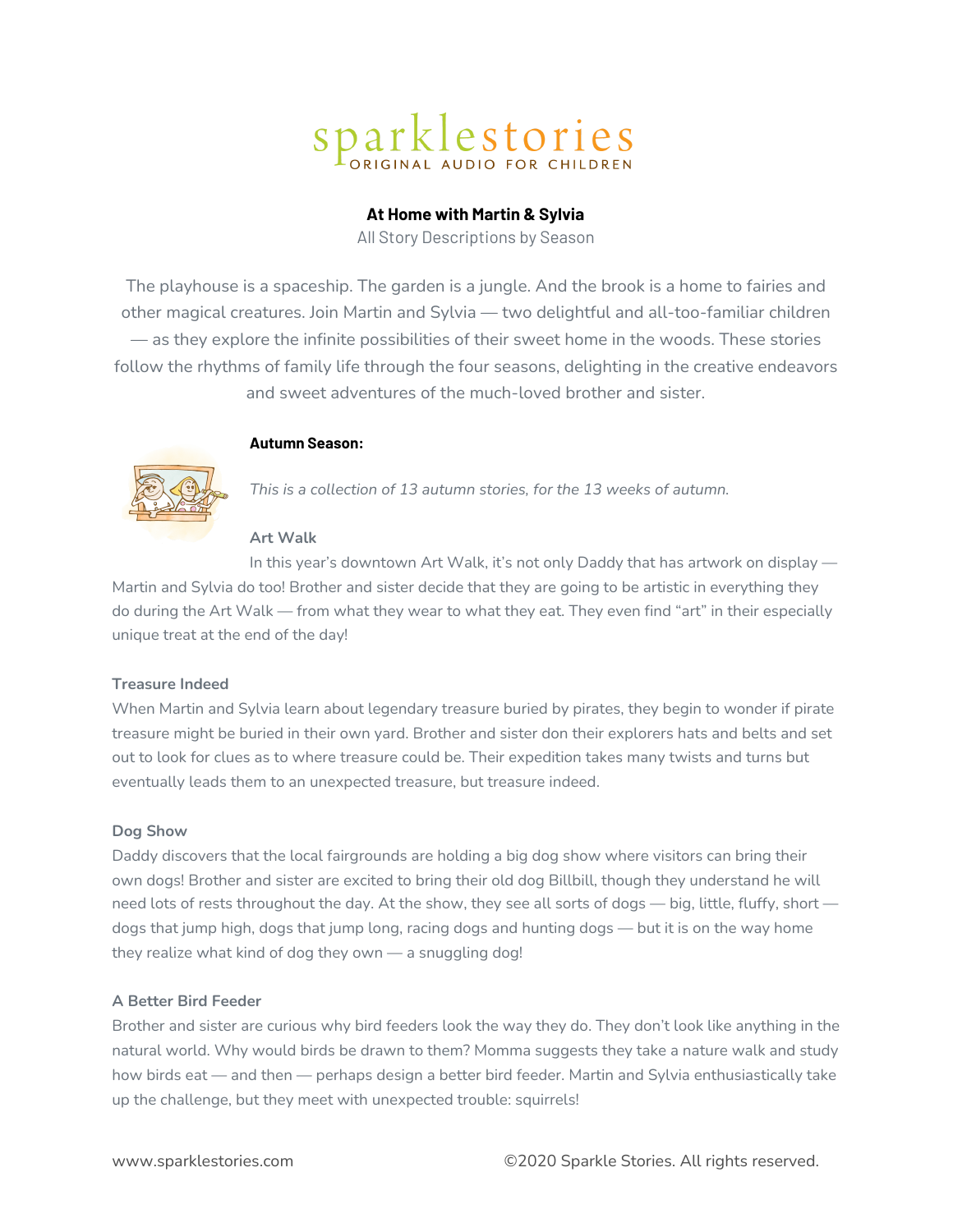# sparklestories

ORIGINAL AUDIO FOR CHILDREN

## At Home with Martin & Sylvia

All Story Descriptions by Season

The playhouse is a spaceship. The garden is a jungle. And the brook is a home to fairies and other magical creatures. Join Martin and Sylvia — two delightful and all-too-familiar children — as they explore the infinite possibilities of their sweet home in the woods. These stories follow the rhythms of family life through the four seasons, delighting in the creative endeavors and sweet adventures of the much-loved brother and sister.

### Autumn Season:

*This is a collection of 13 autumn stories, for the 13 weeks of autumn.*

#### Art Walk

In this year's downtown Art Walk, it's not only Daddy that has artwork on display — Martin and Sylvia do too! Brother and sister decide that they are going to be artistic in everything they do during the Art Walk — from what they wear to what they eat. They even find "art" in their especially unique treat at the end of the day!

#### Treasure Indeed

When Martin and Sylvia learn about legendary treasure buried by pirates, they begin to wonder if pirate treasure might be buried in their own yard. Brother and sister don their explorers hats and belts and set out to look for clues as to where treasure could be. Their expedition takes many twists and turns but eventually leads them to an unexpected treasure, but treasure indeed.

#### Dog Show

Daddy discovers that the local fairgrounds are holding a big dog show where visitors can bring their own dogs! Brother and sister are excited to bring their old dog Billbill, though they understand he will need lots of rests throughout the day. At the show, they see all sorts of dogs — big, little, fluffy, short — dogs that jump high, dogs that jump long, racing dogs and hunting dogs — but it is on the way home they realize what kind of dog they own — a snuggling dog!

#### A Better Bird Feeder

Brother and sister are curious why bird feeders look the way they do. They don't look like anything in the natural world. Why would birds be drawn to them? Momma suggests they take a nature walk and study how birds eat — and then — perhaps design a better bird feeder. Martin and Sylvia enthusiastically take up the challenge, but they meet with unexpected trouble: squirrels!

www.sparklestories.com ©2020 Sparkle Stories. All rights reserved.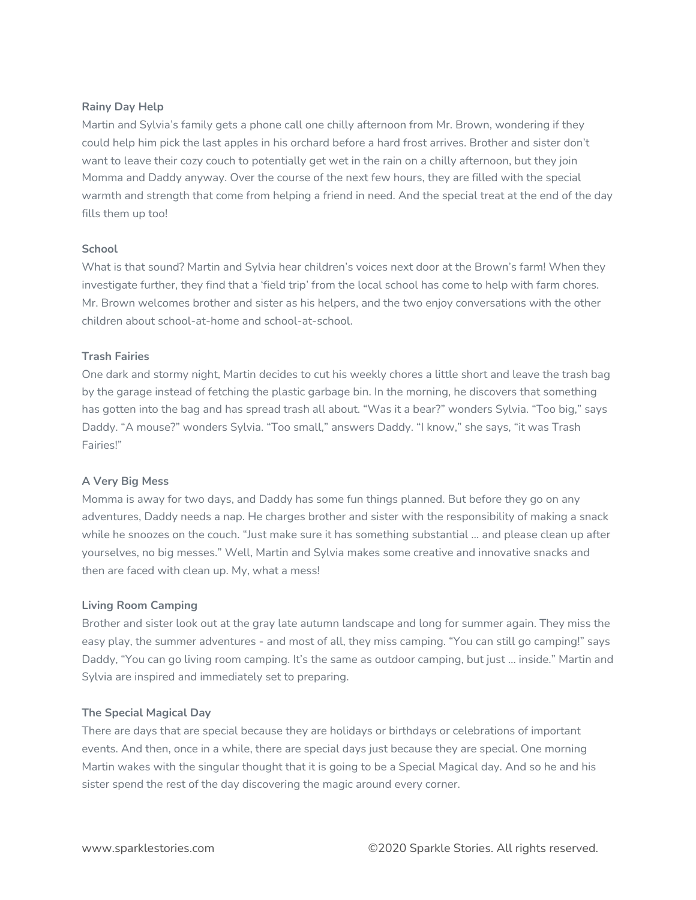**Rainy Day Help**

Martin and Sylvia's family gets a phone call one chilly afternoon from Mr. Brown, wondering if they could help him pick the last apples in his orchard before a hard frost arrives. Brother and sister don't want to leave their cozy couch to potentially get wet in the rain on a chilly afternoon, but they join Momma and Daddy anyway. Over the course of the next few hours, they are filled with the special warmth and strength that come from helping a friend in need. And the special treat at the end of the day fills them up too!

**School**

What is that sound? Martin and Sylvia hear children's voices next door at the Brown's farm! When they investigate further, they find that a 'field trip' from the local school has come to help with farm chores. Mr. Brown welcomes brother and sister as his helpers, and the two enjoy conversations with the other children about school-at-home and school-at-school.

**Trash Fairies**

One dark and stormy night, Martin decides to cut his weekly chores a little short and leave the trash bag by the garage instead of fetching the plastic garbage bin. In the morning, he discovers that something has gotten into the bag and has spread trash all about. "Was it a bear?" wonders Sylvia. "Too big," says Daddy. "A mouse?" wonders Sylvia. "Too small," answers Daddy. "I know," she says, "it was Trash Fairies!"

**A Very Big Mess**

Momma is away for two days, and Daddy has some fun things planned. But before they go on any adventures, Daddy needs a nap. He charges brother and sister with the responsibility of making a snack while he snoozes on the couch. "Just make sure it has something substantial … and please clean up after yourselves, no big messes." Well, Martin and Sylvia makes some creative and innovative snacks and then are faced with clean up. My, what a mess!

**Living Room Camping**

Brother and sister look out at the gray late autumn landscape and long for summer again. They miss the easy play, the summer adventures - and most of all, they miss camping. "You can still go camping!" says Daddy, "You can go living room camping. It's the same as outdoor camping, but just … inside." Martin and Sylvia are inspired and immediately set to preparing.

**The Special Magical Day**

There are days that are special because they are holidays or birthdays or celebrations of important events. And then, once in a while, there are special days just because they are special. One morning Martin wakes with the singular thought that it is going to be a Special Magical day. And so he and his sister spend the rest of the day discovering the magic around every corner.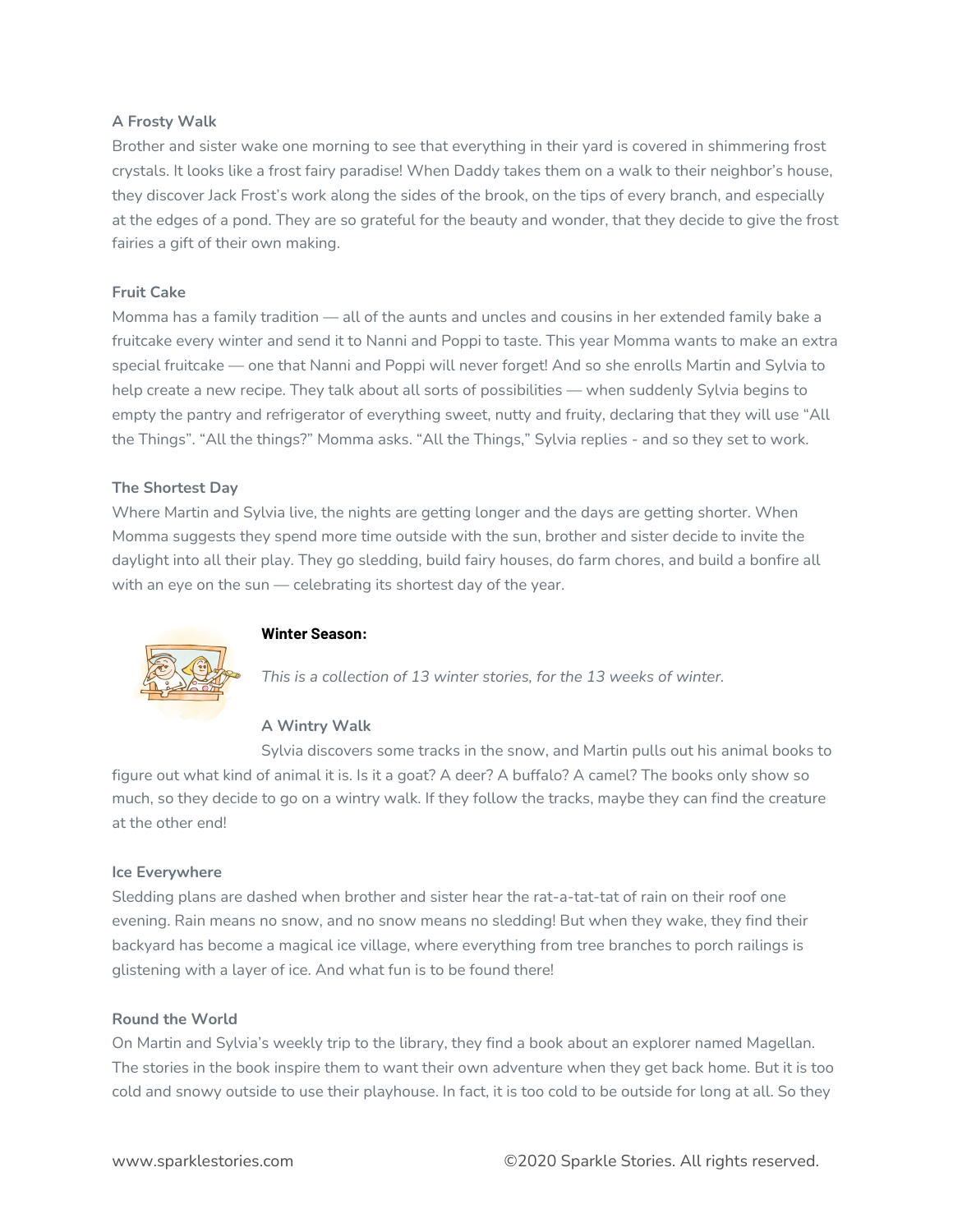### A Frosty Walk

Brother and sister wake one morning to see that everything in their yard is covered in shimmering frost crystals. It looks like a frost fairy paradise! When Daddy takes them on a walk to their neighbor's house, they discover Jack Frost's work along the sides of the brook, on the tips of every branch, and especially at the edges of a pond. They are so grateful for the beauty and wonder, that they decide to give the frost fairies a gift of their own making.

### Fruit Cake

Momma has a family tradition — all of the aunts and uncles and cousins in her extended family bake a fruitcake every winter and send it to Nanni and Poppi to taste. This year Momma wants to make an extra special fruitcake — one that Nanni and Poppi will never forget! And so she enrolls Martin and Sylvia to help create a new recipe. They talk about all sorts of possibilities — when suddenly Sylvia begins to empty the pantry and refrigerator of everything sweet, nutty and fruity, declaring that they will use "All the Things". "All the things?" Momma asks. "All the Things," Sylvia replies - and so they set to work.

### The Shortest Day

Where Martin and Sylvia live, the nights are getting longer and the days are getting shorter. When Momma suggests they spend more time outside with the sun, brother and sister decide to invite the daylight into all their play. They go sledding, build fairy houses, do farm chores, and build a bonfire all with an eye on the sun — celebrating its shortest day of the year.

## Winter Season:

*This is a collection of 13 winter stories, for the 13 weeks of winter.*

### A Wintry Walk

Sylvia discovers some tracks in the snow, and Martin pulls out his animal books to figure out what kind of animal it is. Is it a goat? A deer? A buffalo? A camel? The books only show so much, so they decide to go on a wintry walk. If they follow the tracks, maybe they can find the creature at the other end!

### Ice Everywhere

Sledding plans are dashed when brother and sister hear the rat-a-tat-tat of rain on their roof one evening. Rain means no snow, and no snow means no sledding! But when they wake, they find their backyard has become a magical ice village, where everything from tree branches to porch railings is glistening with a layer of ice. And what fun is to be found there!

### Round the World

On Martin and Sylvia's weekly trip to the library, they find a book about an explorer named Magellan. The stories in the book inspire them to want their own adventure when they get back home. But it is too cold and snowy outside to use their playhouse. In fact, it is too cold to be outside for long at all. So they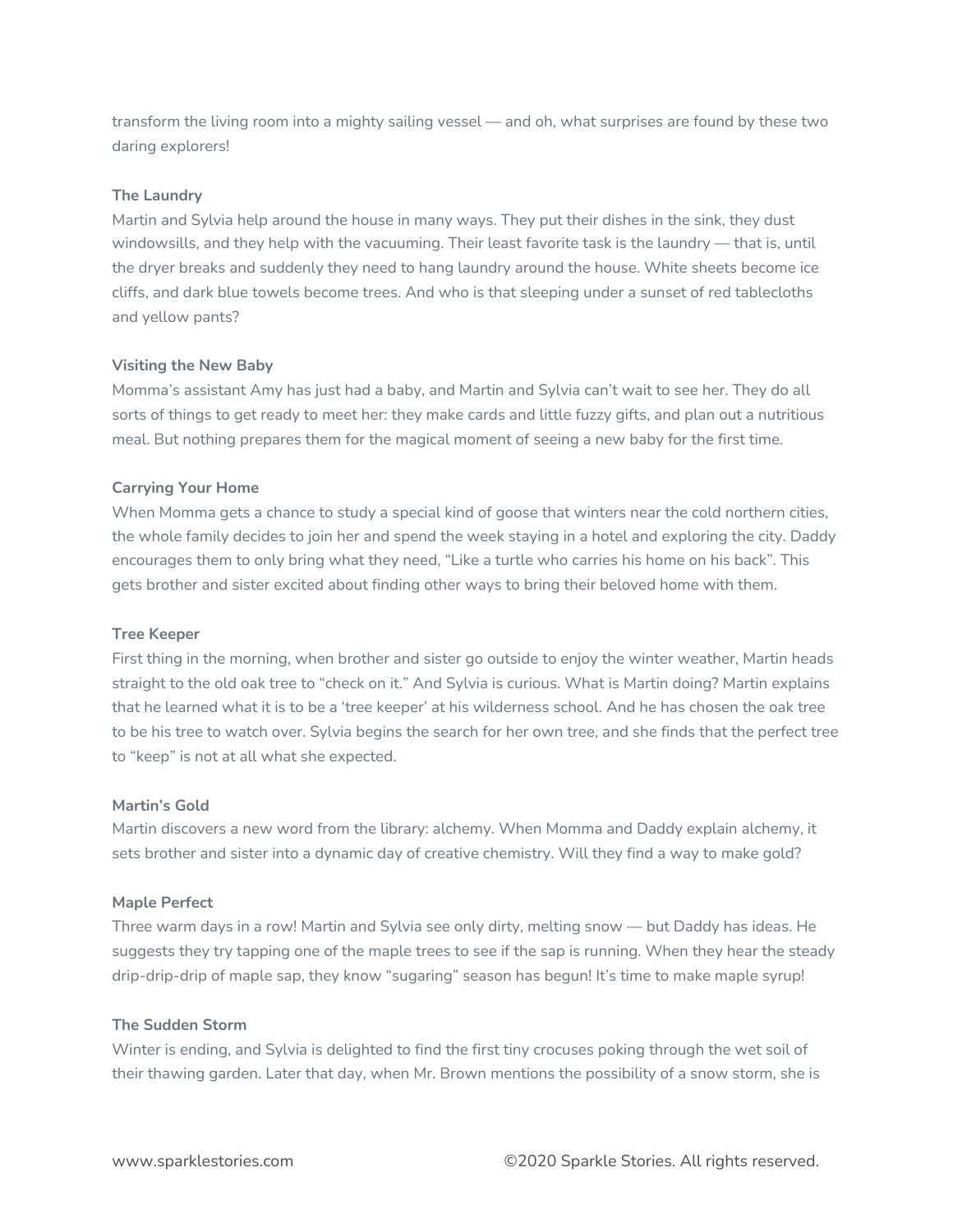transform the living room into a mighty sailing vessel — and oh, what surprises are found by these two daring explorers!

**The Laundry**
Martin and Sylvia help around the house in many ways. They put their dishes in the sink, they dust windowsills, and they help with the vacuuming. Their least favorite task is the laundry — that is, until the dryer breaks and suddenly they need to hang laundry around the house. White sheets become ice cliffs, and dark blue towels become trees. And who is that sleeping under a sunset of red tablecloths and yellow pants?

**Visiting the New Baby**
Momma's assistant Amy has just had a baby, and Martin and Sylvia can't wait to see her. They do all sorts of things to get ready to meet her: they make cards and little fuzzy gifts, and plan out a nutritious meal. But nothing prepares them for the magical moment of seeing a new baby for the first time.

**Carrying Your Home**
When Momma gets a chance to study a special kind of goose that winters near the cold northern cities, the whole family decides to join her and spend the week staying in a hotel and exploring the city. Daddy encourages them to only bring what they need, "Like a turtle who carries his home on his back". This gets brother and sister excited about finding other ways to bring their beloved home with them.

**Tree Keeper**
First thing in the morning, when brother and sister go outside to enjoy the winter weather, Martin heads straight to the old oak tree to "check on it." And Sylvia is curious. What is Martin doing? Martin explains that he learned what it is to be a 'tree keeper' at his wilderness school. And he has chosen the oak tree to be his tree to watch over. Sylvia begins the search for her own tree, and she finds that the perfect tree to "keep" is not at all what she expected.

**Martin's Gold**
Martin discovers a new word from the library: alchemy. When Momma and Daddy explain alchemy, it sets brother and sister into a dynamic day of creative chemistry. Will they find a way to make gold?

**Maple Perfect**
Three warm days in a row! Martin and Sylvia see only dirty, melting snow — but Daddy has ideas. He suggests they try tapping one of the maple trees to see if the sap is running. When they hear the steady drip-drip-drip of maple sap, they know "sugaring" season has begun! It's time to make maple syrup!

**The Sudden Storm**
Winter is ending, and Sylvia is delighted to find the first tiny crocuses poking through the wet soil of their thawing garden. Later that day, when Mr. Brown mentions the possibility of a snow storm, she is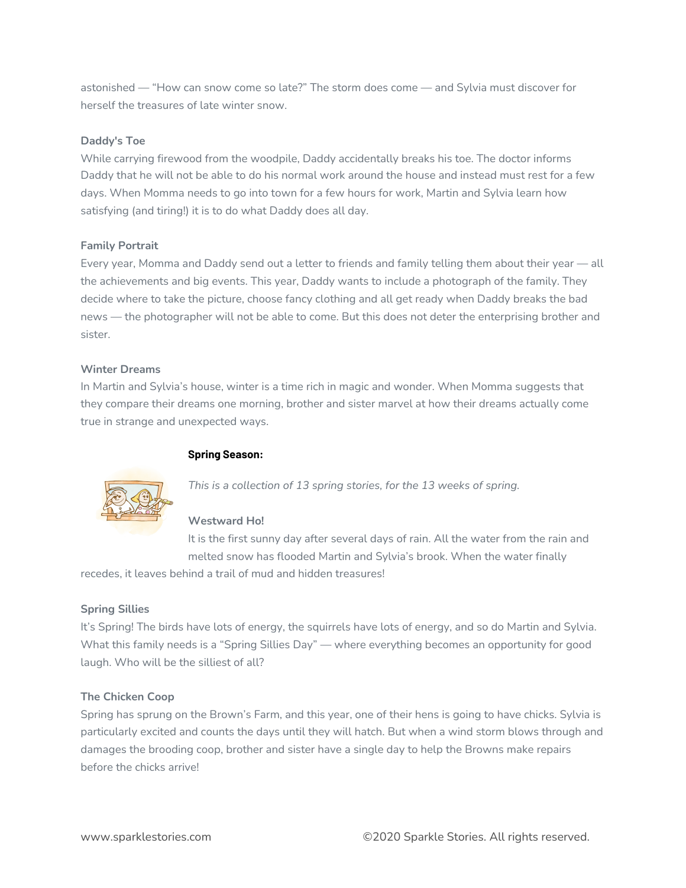astonished — "How can snow come so late?" The storm does come — and Sylvia must discover for herself the treasures of late winter snow.

**Daddy's Toe**

While carrying firewood from the woodpile, Daddy accidentally breaks his toe. The doctor informs Daddy that he will not be able to do his normal work around the house and instead must rest for a few days. When Momma needs to go into town for a few hours for work, Martin and Sylvia learn how satisfying (and tiring!) it is to do what Daddy does all day.

**Family Portrait**

Every year, Momma and Daddy send out a letter to friends and family telling them about their year — all the achievements and big events. This year, Daddy wants to include a photograph of the family. They decide where to take the picture, choose fancy clothing and all get ready when Daddy breaks the bad news — the photographer will not be able to come. But this does not deter the enterprising brother and sister.

**Winter Dreams**

In Martin and Sylvia's house, winter is a time rich in magic and wonder. When Momma suggests that they compare their dreams one morning, brother and sister marvel at how their dreams actually come true in strange and unexpected ways.

## Spring Season:

*This is a collection of 13 spring stories, for the 13 weeks of spring.*

**Westward Ho!**

It is the first sunny day after several days of rain. All the water from the rain and melted snow has flooded Martin and Sylvia's brook. When the water finally recedes, it leaves behind a trail of mud and hidden treasures!

**Spring Sillies**

It's Spring! The birds have lots of energy, the squirrels have lots of energy, and so do Martin and Sylvia. What this family needs is a "Spring Sillies Day" — where everything becomes an opportunity for good laugh. Who will be the silliest of all?

**The Chicken Coop**

Spring has sprung on the Brown's Farm, and this year, one of their hens is going to have chicks. Sylvia is particularly excited and counts the days until they will hatch. But when a wind storm blows through and damages the brooding coop, brother and sister have a single day to help the Browns make repairs before the chicks arrive!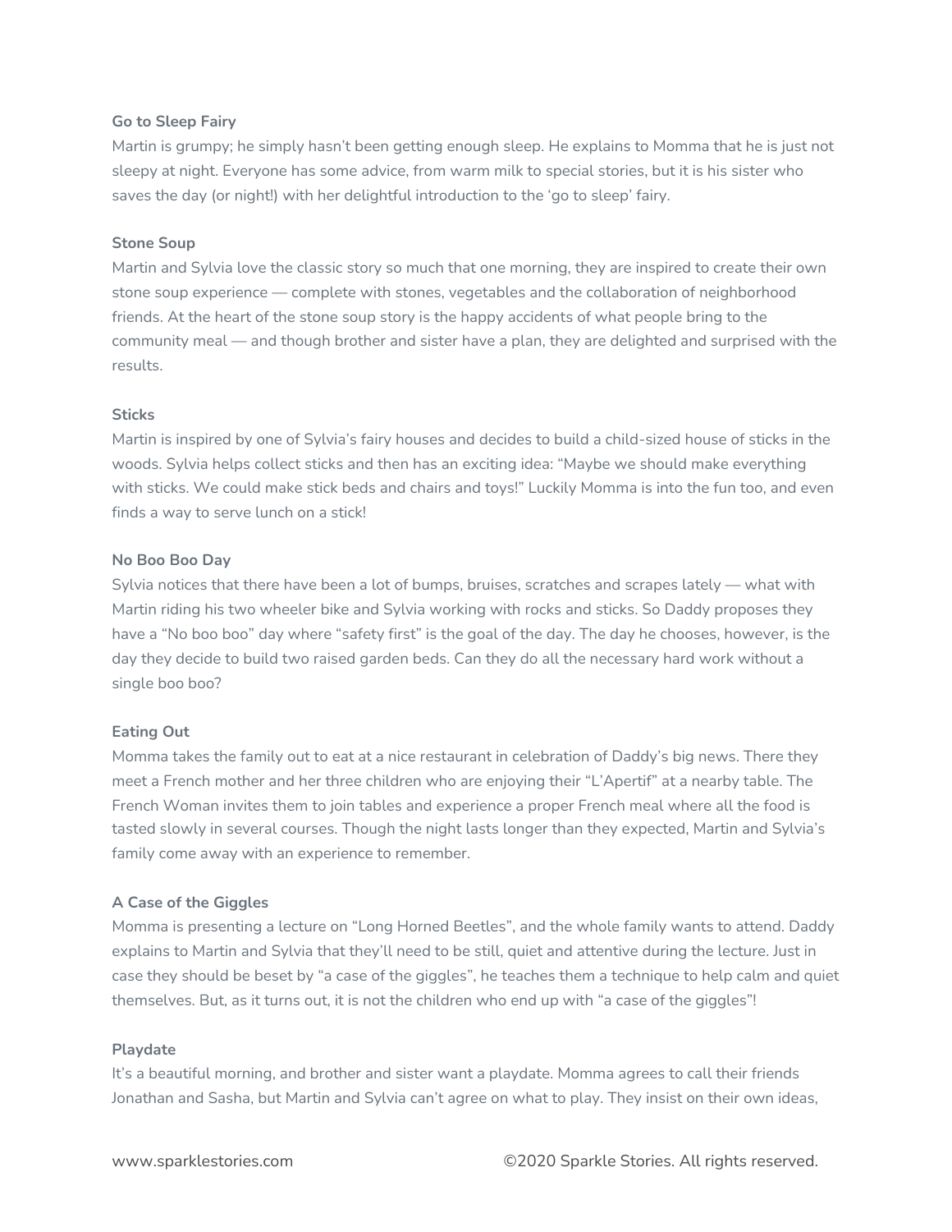**Go to Sleep Fairy**

Martin is grumpy; he simply hasn't been getting enough sleep. He explains to Momma that he is just not sleepy at night. Everyone has some advice, from warm milk to special stories, but it is his sister who saves the day (or night!) with her delightful introduction to the 'go to sleep' fairy.

**Stone Soup**

Martin and Sylvia love the classic story so much that one morning, they are inspired to create their own stone soup experience — complete with stones, vegetables and the collaboration of neighborhood friends. At the heart of the stone soup story is the happy accidents of what people bring to the community meal — and though brother and sister have a plan, they are delighted and surprised with the results.

**Sticks**

Martin is inspired by one of Sylvia's fairy houses and decides to build a child-sized house of sticks in the woods. Sylvia helps collect sticks and then has an exciting idea: "Maybe we should make everything with sticks. We could make stick beds and chairs and toys!" Luckily Momma is into the fun too, and even finds a way to serve lunch on a stick!

**No Boo Boo Day**

Sylvia notices that there have been a lot of bumps, bruises, scratches and scrapes lately — what with Martin riding his two wheeler bike and Sylvia working with rocks and sticks. So Daddy proposes they have a "No boo boo" day where "safety first" is the goal of the day. The day he chooses, however, is the day they decide to build two raised garden beds. Can they do all the necessary hard work without a single boo boo?

**Eating Out**

Momma takes the family out to eat at a nice restaurant in celebration of Daddy's big news. There they meet a French mother and her three children who are enjoying their "L'Apertif" at a nearby table. The French Woman invites them to join tables and experience a proper French meal where all the food is tasted slowly in several courses. Though the night lasts longer than they expected, Martin and Sylvia's family come away with an experience to remember.

**A Case of the Giggles**

Momma is presenting a lecture on "Long Horned Beetles", and the whole family wants to attend. Daddy explains to Martin and Sylvia that they'll need to be still, quiet and attentive during the lecture. Just in case they should be beset by "a case of the giggles", he teaches them a technique to help calm and quiet themselves. But, as it turns out, it is not the children who end up with "a case of the giggles"!

**Playdate**

It's a beautiful morning, and brother and sister want a playdate. Momma agrees to call their friends Jonathan and Sasha, but Martin and Sylvia can't agree on what to play. They insist on their own ideas,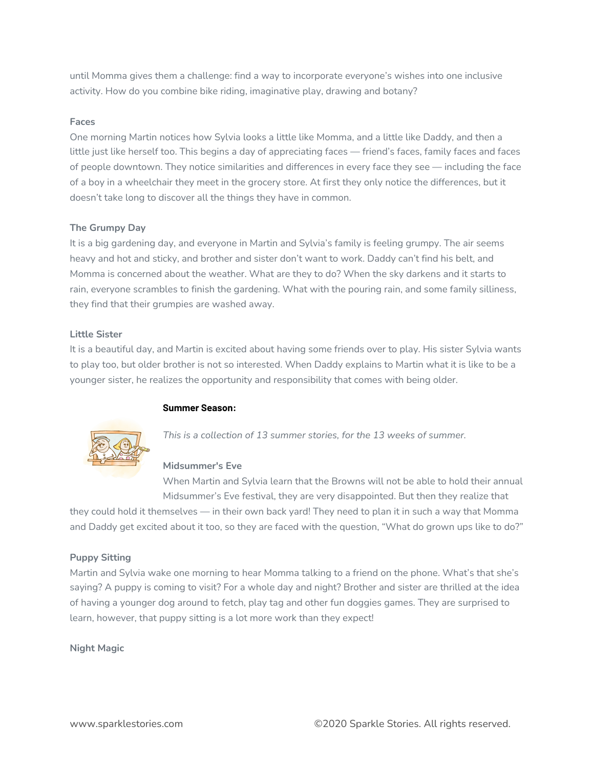until Momma gives them a challenge: find a way to incorporate everyone's wishes into one inclusive activity. How do you combine bike riding, imaginative play, drawing and botany?

**Faces**

One morning Martin notices how Sylvia looks a little like Momma, and a little like Daddy, and then a little just like herself too. This begins a day of appreciating faces — friend's faces, family faces and faces of people downtown. They notice similarities and differences in every face they see — including the face of a boy in a wheelchair they meet in the grocery store. At first they only notice the differences, but it doesn't take long to discover all the things they have in common.

**The Grumpy Day**

It is a big gardening day, and everyone in Martin and Sylvia's family is feeling grumpy. The air seems heavy and hot and sticky, and brother and sister don't want to work. Daddy can't find his belt, and Momma is concerned about the weather. What are they to do? When the sky darkens and it starts to rain, everyone scrambles to finish the gardening. What with the pouring rain, and some family silliness, they find that their grumpies are washed away.

**Little Sister**

It is a beautiful day, and Martin is excited about having some friends over to play. His sister Sylvia wants to play too, but older brother is not so interested. When Daddy explains to Martin what it is like to be a younger sister, he realizes the opportunity and responsibility that comes with being older.

## Summer Season:

*This is a collection of 13 summer stories, for the 13 weeks of summer.*

**Midsummer's Eve**

When Martin and Sylvia learn that the Browns will not be able to hold their annual Midsummer's Eve festival, they are very disappointed. But then they realize that they could hold it themselves — in their own back yard! They need to plan it in such a way that Momma and Daddy get excited about it too, so they are faced with the question, "What do grown ups like to do?"

**Puppy Sitting**

Martin and Sylvia wake one morning to hear Momma talking to a friend on the phone. What's that she's saying? A puppy is coming to visit? For a whole day and night? Brother and sister are thrilled at the idea of having a younger dog around to fetch, play tag and other fun doggies games. They are surprised to learn, however, that puppy sitting is a lot more work than they expect!

**Night Magic**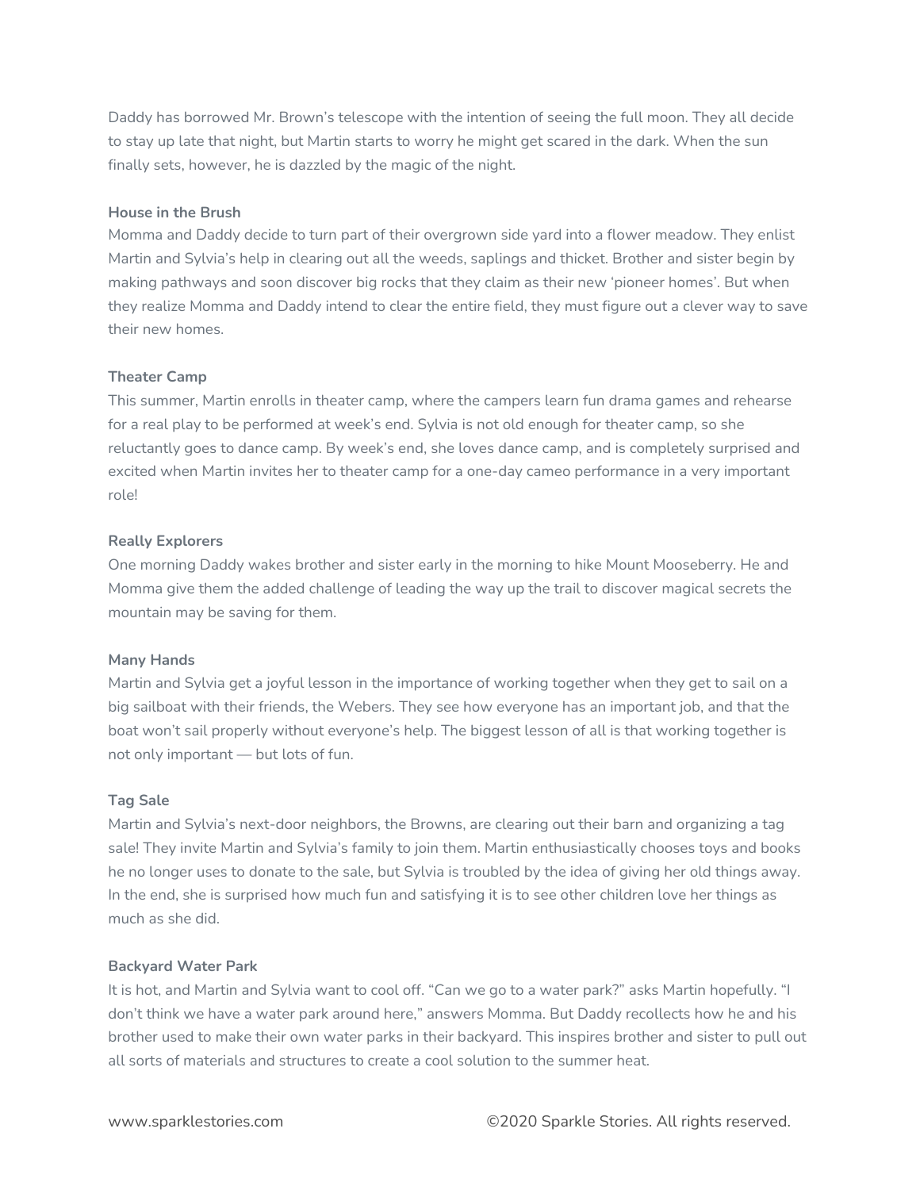Daddy has borrowed Mr. Brown's telescope with the intention of seeing the full moon. They all decide to stay up late that night, but Martin starts to worry he might get scared in the dark. When the sun finally sets, however, he is dazzled by the magic of the night.

**House in the Brush**

Momma and Daddy decide to turn part of their overgrown side yard into a flower meadow. They enlist Martin and Sylvia's help in clearing out all the weeds, saplings and thicket. Brother and sister begin by making pathways and soon discover big rocks that they claim as their new 'pioneer homes'. But when they realize Momma and Daddy intend to clear the entire field, they must figure out a clever way to save their new homes.

**Theater Camp**

This summer, Martin enrolls in theater camp, where the campers learn fun drama games and rehearse for a real play to be performed at week's end. Sylvia is not old enough for theater camp, so she reluctantly goes to dance camp. By week's end, she loves dance camp, and is completely surprised and excited when Martin invites her to theater camp for a one-day cameo performance in a very important role!

**Really Explorers**

One morning Daddy wakes brother and sister early in the morning to hike Mount Mooseberry. He and Momma give them the added challenge of leading the way up the trail to discover magical secrets the mountain may be saving for them.

**Many Hands**

Martin and Sylvia get a joyful lesson in the importance of working together when they get to sail on a big sailboat with their friends, the Webers. They see how everyone has an important job, and that the boat won't sail properly without everyone's help. The biggest lesson of all is that working together is not only important — but lots of fun.

**Tag Sale**

Martin and Sylvia's next-door neighbors, the Browns, are clearing out their barn and organizing a tag sale! They invite Martin and Sylvia's family to join them. Martin enthusiastically chooses toys and books he no longer uses to donate to the sale, but Sylvia is troubled by the idea of giving her old things away. In the end, she is surprised how much fun and satisfying it is to see other children love her things as much as she did.

**Backyard Water Park**

It is hot, and Martin and Sylvia want to cool off. "Can we go to a water park?" asks Martin hopefully. "I don't think we have a water park around here," answers Momma. But Daddy recollects how he and his brother used to make their own water parks in their backyard. This inspires brother and sister to pull out all sorts of materials and structures to create a cool solution to the summer heat.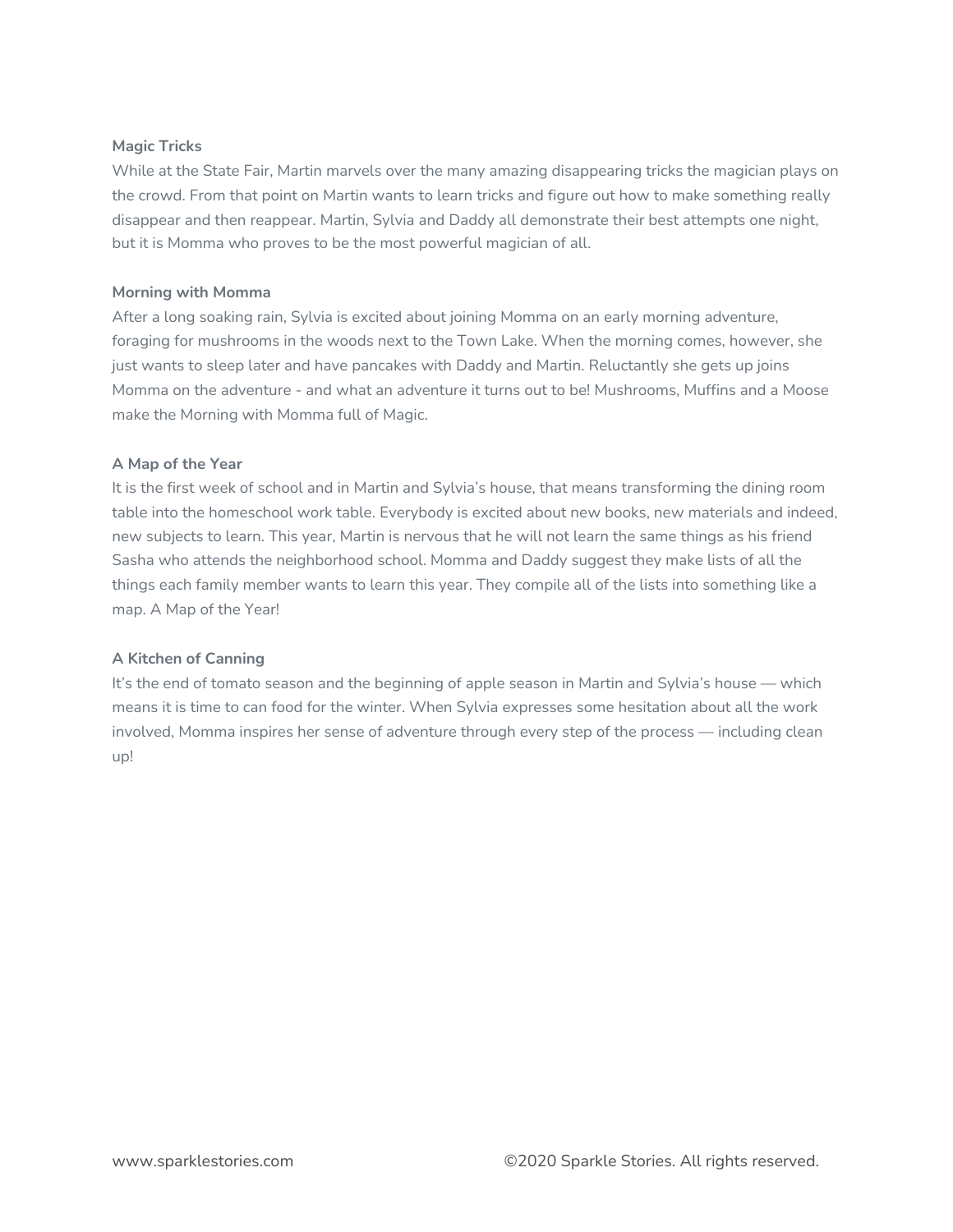**Magic Tricks**

While at the State Fair, Martin marvels over the many amazing disappearing tricks the magician plays on the crowd. From that point on Martin wants to learn tricks and figure out how to make something really disappear and then reappear. Martin, Sylvia and Daddy all demonstrate their best attempts one night, but it is Momma who proves to be the most powerful magician of all.

**Morning with Momma**

After a long soaking rain, Sylvia is excited about joining Momma on an early morning adventure, foraging for mushrooms in the woods next to the Town Lake. When the morning comes, however, she just wants to sleep later and have pancakes with Daddy and Martin. Reluctantly she gets up joins Momma on the adventure - and what an adventure it turns out to be! Mushrooms, Muffins and a Moose make the Morning with Momma full of Magic.

**A Map of the Year**

It is the first week of school and in Martin and Sylvia's house, that means transforming the dining room table into the homeschool work table. Everybody is excited about new books, new materials and indeed, new subjects to learn. This year, Martin is nervous that he will not learn the same things as his friend Sasha who attends the neighborhood school. Momma and Daddy suggest they make lists of all the things each family member wants to learn this year. They compile all of the lists into something like a map. A Map of the Year!

**A Kitchen of Canning**

It's the end of tomato season and the beginning of apple season in Martin and Sylvia's house — which means it is time to can food for the winter. When Sylvia expresses some hesitation about all the work involved, Momma inspires her sense of adventure through every step of the process — including clean up!